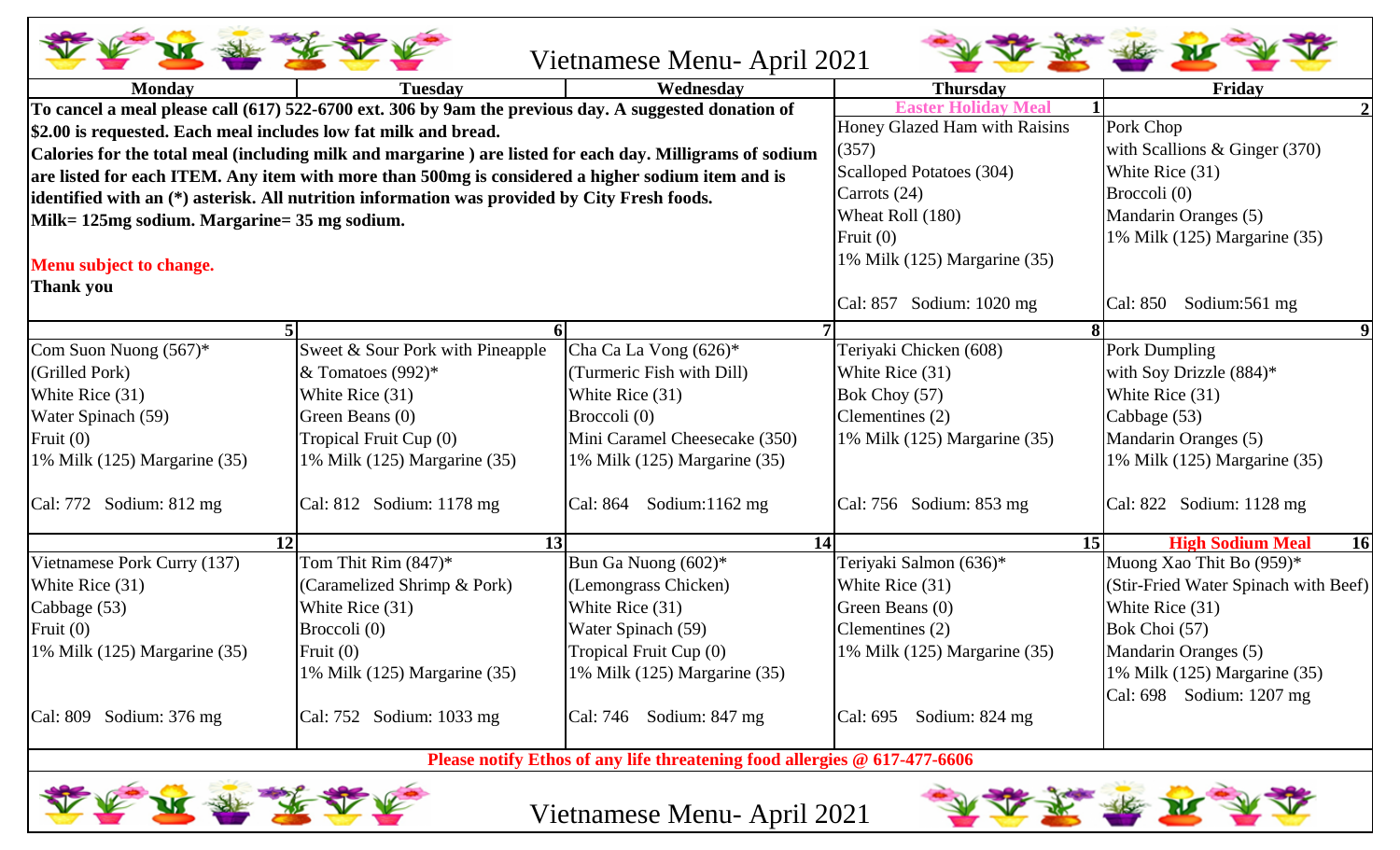# Vietnamese Menu- April 2021

| Monday | Tuesday | Wednesday | Thursday | Friday |
|---|---|---|---|---|
| **To cancel a meal please call (617) 522-6700 ext. 306 by 9am the previous day. A suggested donation of $2.00 is requested. Each meal includes low fat milk and bread. Calories for the total meal (including milk and margarine ) are listed for each day. Milligrams of sodium are listed for each ITEM. Any item with more than 500mg is considered a higher sodium item and is identified with an (*) asterisk. All nutrition information was provided by City Fresh foods. Milk= 125mg sodium. Margarine= 35 mg sodium.** <br><br> **Menu subject to change.** <br> **Thank you** | | | **1** Easter Holiday Meal <br> Honey Glazed Ham with Raisins (357) <br> Scalloped Potatoes (304) <br> Carrots (24) <br> Wheat Roll (180) <br> Fruit (0) <br> 1% Milk (125) Margarine (35) <br><br> Cal: 857 Sodium: 1020 mg | **2** <br> Pork Chop with Scallions & Ginger (370) <br> White Rice (31) <br> Broccoli (0) <br> Mandarin Oranges (5) <br> 1% Milk (125) Margarine (35) <br><br> Cal: 850 Sodium:561 mg |
| **5** <br> Com Suon Nuong (567)* <br> (Grilled Pork) <br> White Rice (31) <br> Water Spinach (59) <br> Fruit (0) <br> 1% Milk (125) Margarine (35) <br><br> Cal: 772 Sodium: 812 mg | **6** <br> Sweet & Sour Pork with Pineapple & Tomatoes (992)* <br> White Rice (31) <br> Green Beans (0) <br> Tropical Fruit Cup (0) <br> 1% Milk (125) Margarine (35) <br><br> Cal: 812 Sodium: 1178 mg | **7** <br> Cha Ca La Vong (626)* <br> (Turmeric Fish with Dill) <br> White Rice (31) <br> Broccoli (0) <br> Mini Caramel Cheesecake (350) <br> 1% Milk (125) Margarine (35) <br><br> Cal: 864 Sodium:1162 mg | **8** <br> Teriyaki Chicken (608) <br> White Rice (31) <br> Bok Choy (57) <br> Clementines (2) <br> 1% Milk (125) Margarine (35) <br><br> Cal: 756 Sodium: 853 mg | **9** <br> Pork Dumpling with Soy Drizzle (884)* <br> White Rice (31) <br> Cabbage (53) <br> Mandarin Oranges (5) <br> 1% Milk (125) Margarine (35) <br><br> Cal: 822 Sodium: 1128 mg |
| **12** <br> Vietnamese Pork Curry (137) <br> White Rice (31) <br> Cabbage (53) <br> Fruit (0) <br> 1% Milk (125) Margarine (35) <br><br> Cal: 809 Sodium: 376 mg | **13** <br> Tom Thit Rim (847)* <br> (Caramelized Shrimp & Pork) <br> White Rice (31) <br> Broccoli (0) <br> Fruit (0) <br> 1% Milk (125) Margarine (35) <br><br> Cal: 752 Sodium: 1033 mg | **14** <br> Bun Ga Nuong (602)* <br> (Lemongrass Chicken) <br> White Rice (31) <br> Water Spinach (59) <br> Tropical Fruit Cup (0) <br> 1% Milk (125) Margarine (35) <br><br> Cal: 746 Sodium: 847 mg | **15** <br> Teriyaki Salmon (636)* <br> White Rice (31) <br> Green Beans (0) <br> Clementines (2) <br> 1% Milk (125) Margarine (35) <br><br> Cal: 695 Sodium: 824 mg | **16** High Sodium Meal <br> Muong Xao Thit Bo (959)* <br> (Stir-Fried Water Spinach with Beef) <br> White Rice (31) <br> Bok Choi (57) <br> Mandarin Oranges (5) <br> 1% Milk (125) Margarine (35) <br> Cal: 698 Sodium: 1207 mg |

**Please notify Ethos of any life threatening food allergies @ 617-477-6606**

Vietnamese Menu- April 2021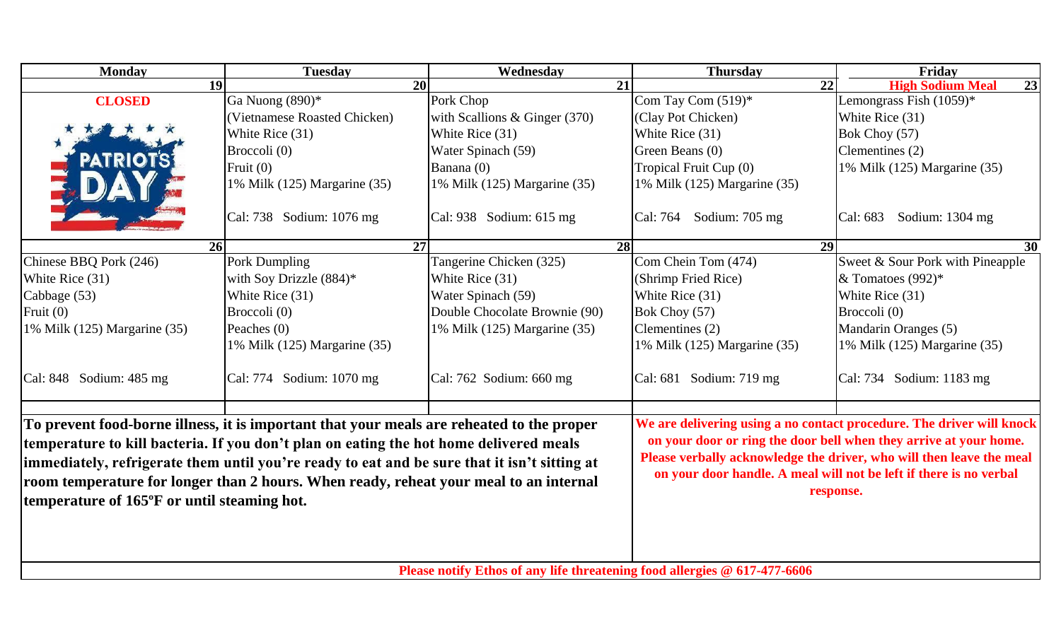| Monday | Tuesday | Wednesday | Thursday | Friday |
|---|---|---|---|---|
| 19 | 20 | 21 | 22 | **High Sodium Meal** 23 |
| **CLOSED** PATRIOTS DAY | Ga Nuong (890)* (Vietnamese Roasted Chicken) White Rice (31) Broccoli (0) Fruit (0) 1% Milk (125) Margarine (35) Cal: 738 Sodium: 1076 mg | Pork Chop with Scallions & Ginger (370) White Rice (31) Water Spinach (59) Banana (0) 1% Milk (125) Margarine (35) Cal: 938 Sodium: 615 mg | Com Tay Com (519)* (Clay Pot Chicken) White Rice (31) Green Beans (0) Tropical Fruit Cup (0) 1% Milk (125) Margarine (35) Cal: 764 Sodium: 705 mg | Lemongrass Fish (1059)* White Rice (31) Bok Choy (57) Clementines (2) 1% Milk (125) Margarine (35) Cal: 683 Sodium: 1304 mg |
| 26 | 27 | 28 | 29 | 30 |
| Chinese BBQ Pork (246) White Rice (31) Cabbage (53) Fruit (0) 1% Milk (125) Margarine (35) Cal: 848 Sodium: 485 mg | Pork Dumpling with Soy Drizzle (884)* White Rice (31) Broccoli (0) Peaches (0) 1% Milk (125) Margarine (35) Cal: 774 Sodium: 1070 mg | Tangerine Chicken (325) White Rice (31) Water Spinach (59) Double Chocolate Brownie (90) 1% Milk (125) Margarine (35) Cal: 762 Sodium: 660 mg | Com Chein Tom (474) (Shrimp Fried Rice) White Rice (31) Bok Choy (57) Clementines (2) 1% Milk (125) Margarine (35) Cal: 681 Sodium: 719 mg | Sweet & Sour Pork with Pineapple & Tomatoes (992)* White Rice (31) Broccoli (0) Mandarin Oranges (5) 1% Milk (125) Margarine (35) Cal: 734 Sodium: 1183 mg |

**To prevent food-borne illness, it is important that your meals are reheated to the proper temperature to kill bacteria. If you don't plan on eating the hot home delivered meals immediately, refrigerate them until you're ready to eat and be sure that it isn't sitting at room temperature for longer than 2 hours. When ready, reheat your meal to an internal temperature of 165ºF or until steaming hot.**

**We are delivering using a no contact procedure. The driver will knock on your door or ring the door bell when they arrive at your home. Please verbally acknowledge the driver, who will then leave the meal on your door handle. A meal will not be left if there is no verbal response.**

**Please notify Ethos of any life threatening food allergies @ 617-477-6606**